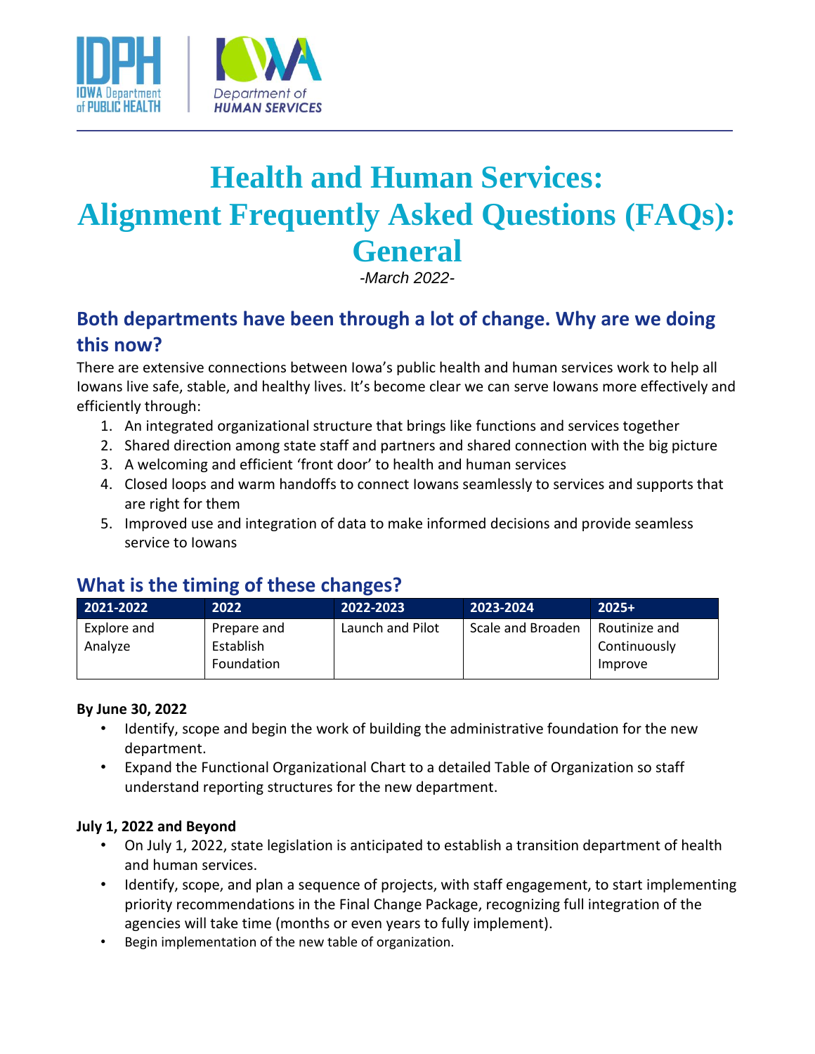# Health and Human Services: Alignment Frequently Asked Questions (FAQs): General

*-March 2022-*

## Both departments have been through a lot of change. Why are we doing this now?

There are extensive connections between Iowa's public health and human services work to help all Iowans live safe, stable, and healthy lives. It's become clear we can serve Iowans more effectively and efficiently through:

1. An integrated organizational structure that brings like functions and services together
2. Shared direction among state staff and partners and shared connection with the big picture
3. A welcoming and efficient 'front door' to health and human services
4. Closed loops and warm handoffs to connect Iowans seamlessly to services and supports that are right for them
5. Improved use and integration of data to make informed decisions and provide seamless service to Iowans

## What is the timing of these changes?

| 2021-2022 | 2022 | 2022-2023 | 2023-2024 | 2025+ |
|---|---|---|---|---|
| Explore and Analyze | Prepare and Establish Foundation | Launch and Pilot | Scale and Broaden | Routinize and Continuously Improve |

**By June 30, 2022**

- Identify, scope and begin the work of building the administrative foundation for the new department.
- Expand the Functional Organizational Chart to a detailed Table of Organization so staff understand reporting structures for the new department.

**July 1, 2022 and Beyond**

- On July 1, 2022, state legislation is anticipated to establish a transition department of health and human services.
- Identify, scope, and plan a sequence of projects, with staff engagement, to start implementing priority recommendations in the Final Change Package, recognizing full integration of the agencies will take time (months or even years to fully implement).
- Begin implementation of the new table of organization.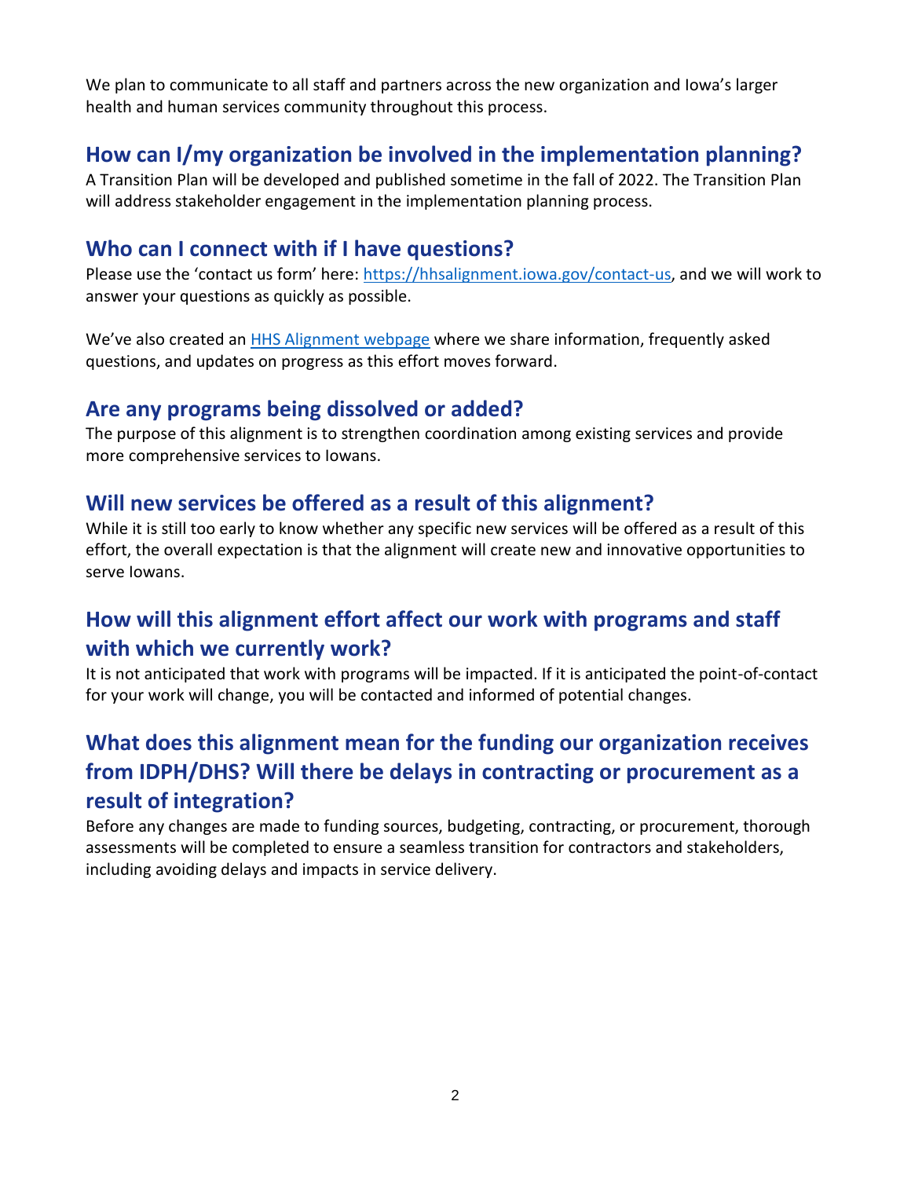We plan to communicate to all staff and partners across the new organization and Iowa's larger health and human services community throughout this process.

## How can I/my organization be involved in the implementation planning?

A Transition Plan will be developed and published sometime in the fall of 2022. The Transition Plan will address stakeholder engagement in the implementation planning process.

## Who can I connect with if I have questions?

Please use the 'contact us form' here: [https://hhsalignment.iowa.gov/contact-us](https://hhsalignment.iowa.gov/contact-us), and we will work to answer your questions as quickly as possible.

We've also created an HHS Alignment webpage where we share information, frequently asked questions, and updates on progress as this effort moves forward.

## Are any programs being dissolved or added?

The purpose of this alignment is to strengthen coordination among existing services and provide more comprehensive services to Iowans.

## Will new services be offered as a result of this alignment?

While it is still too early to know whether any specific new services will be offered as a result of this effort, the overall expectation is that the alignment will create new and innovative opportunities to serve Iowans.

## How will this alignment effort affect our work with programs and staff with which we currently work?

It is not anticipated that work with programs will be impacted. If it is anticipated the point-of-contact for your work will change, you will be contacted and informed of potential changes.

## What does this alignment mean for the funding our organization receives from IDPH/DHS? Will there be delays in contracting or procurement as a result of integration?

Before any changes are made to funding sources, budgeting, contracting, or procurement, thorough assessments will be completed to ensure a seamless transition for contractors and stakeholders, including avoiding delays and impacts in service delivery.